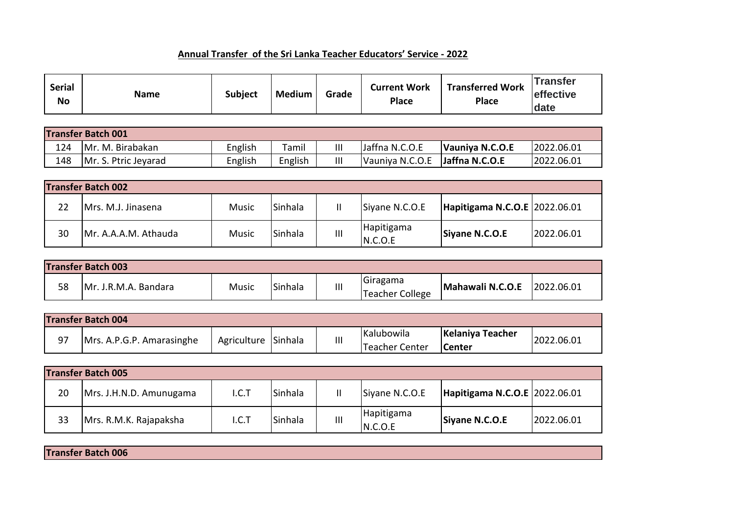**Annual Transfer of the Sri Lanka Teacher Educators' Service - 2022**

| Serial No | Name | Subject | Medium | Grade | Current Work Place | Transferred Work Place | Transfer effective date |
|---|---|---|---|---|---|---|---|
| **Transfer Batch 001** | | | | | | | |
| 124 | Mr. M. Birabakan | English | Tamil | III | Jaffna N.C.O.E | **Vauniya N.C.O.E** | 2022.06.01 |
| 148 | Mr. S. Ptric Jeyarad | English | English | III | Vauniya N.C.O.E | **Jaffna N.C.O.E** | 2022.06.01 |
| **Transfer Batch 002** | | | | | | | |
| 22 | Mrs. M.J. Jinasena | Music | Sinhala | II | Siyane N.C.O.E | **Hapitigama N.C.O.E** | 2022.06.01 |
| 30 | Mr. A.A.A.M. Athauda | Music | Sinhala | III | Hapitigama N.C.O.E | **Siyane N.C.O.E** | 2022.06.01 |
| **Transfer Batch 003** | | | | | | | |
| 58 | Mr. J.R.M.A. Bandara | Music | Sinhala | III | Giragama Teacher College | **Mahawali N.C.O.E** | 2022.06.01 |
| **Transfer Batch 004** | | | | | | | |
| 97 | Mrs. A.P.G.P. Amarasinghe | Agriculture | Sinhala | III | Kalubowila Teacher Center | **Kelaniya Teacher Center** | 2022.06.01 |
| **Transfer Batch 005** | | | | | | | |
| 20 | Mrs. J.H.N.D. Amunugama | I.C.T | Sinhala | II | Siyane N.C.O.E | **Hapitigama N.C.O.E** | 2022.06.01 |
| 33 | Mrs. R.M.K. Rajapaksha | I.C.T | Sinhala | III | Hapitigama N.C.O.E | **Siyane N.C.O.E** | 2022.06.01 |
| **Transfer Batch 006** | | | | | | | |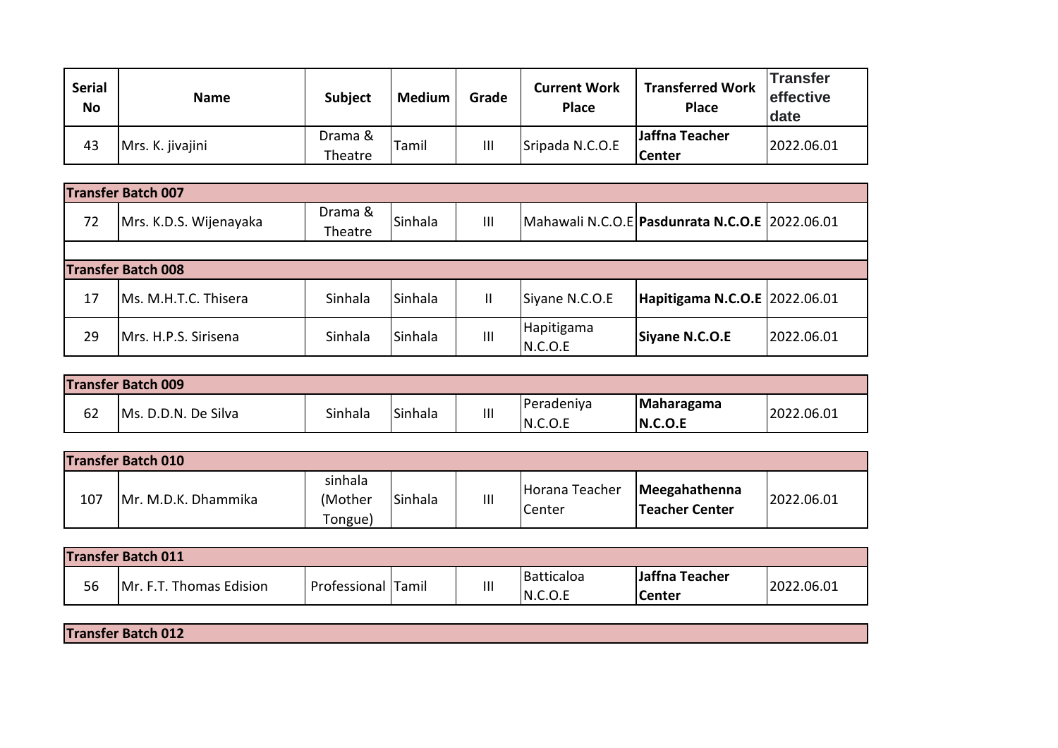| Serial No | Name | Subject | Medium | Grade | Current Work Place | Transferred Work Place | Transfer effective date |
|---|---|---|---|---|---|---|---|
| 43 | Mrs. K. jivajini | Drama & Theatre | Tamil | III | Sripada N.C.O.E | **Jaffna Teacher Center** | 2022.06.01 |

**Transfer Batch 007**

| Serial No | Name | Subject | Medium | Grade | Current Work Place | Transferred Work Place | Transfer effective date |
|---|---|---|---|---|---|---|---|
| 72 | Mrs. K.D.S. Wijenayaka | Drama & Theatre | Sinhala | III | Mahawali N.C.O.E | **Pasdunrata N.C.O.E** | 2022.06.01 |

**Transfer Batch 008**

| Serial No | Name | Subject | Medium | Grade | Current Work Place | Transferred Work Place | Transfer effective date |
|---|---|---|---|---|---|---|---|
| 17 | Ms. M.H.T.C. Thisera | Sinhala | Sinhala | II | Siyane N.C.O.E | **Hapitigama N.C.O.E** | 2022.06.01 |
| 29 | Mrs. H.P.S. Sirisena | Sinhala | Sinhala | III | Hapitigama N.C.O.E | **Siyane N.C.O.E** | 2022.06.01 |

**Transfer Batch 009**

| Serial No | Name | Subject | Medium | Grade | Current Work Place | Transferred Work Place | Transfer effective date |
|---|---|---|---|---|---|---|---|
| 62 | Ms. D.D.N. De Silva | Sinhala | Sinhala | III | Peradeniya N.C.O.E | **Maharagama N.C.O.E** | 2022.06.01 |

**Transfer Batch 010**

| Serial No | Name | Subject | Medium | Grade | Current Work Place | Transferred Work Place | Transfer effective date |
|---|---|---|---|---|---|---|---|
| 107 | Mr. M.D.K. Dhammika | sinhala (Mother Tongue) | Sinhala | III | Horana Teacher Center | **Meegahathenna Teacher Center** | 2022.06.01 |

**Transfer Batch 011**

| Serial No | Name | Subject | Medium | Grade | Current Work Place | Transferred Work Place | Transfer effective date |
|---|---|---|---|---|---|---|---|
| 56 | Mr. F.T. Thomas Edision | Professional | Tamil | III | Batticaloa N.C.O.E | **Jaffna Teacher Center** | 2022.06.01 |

**Transfer Batch 012**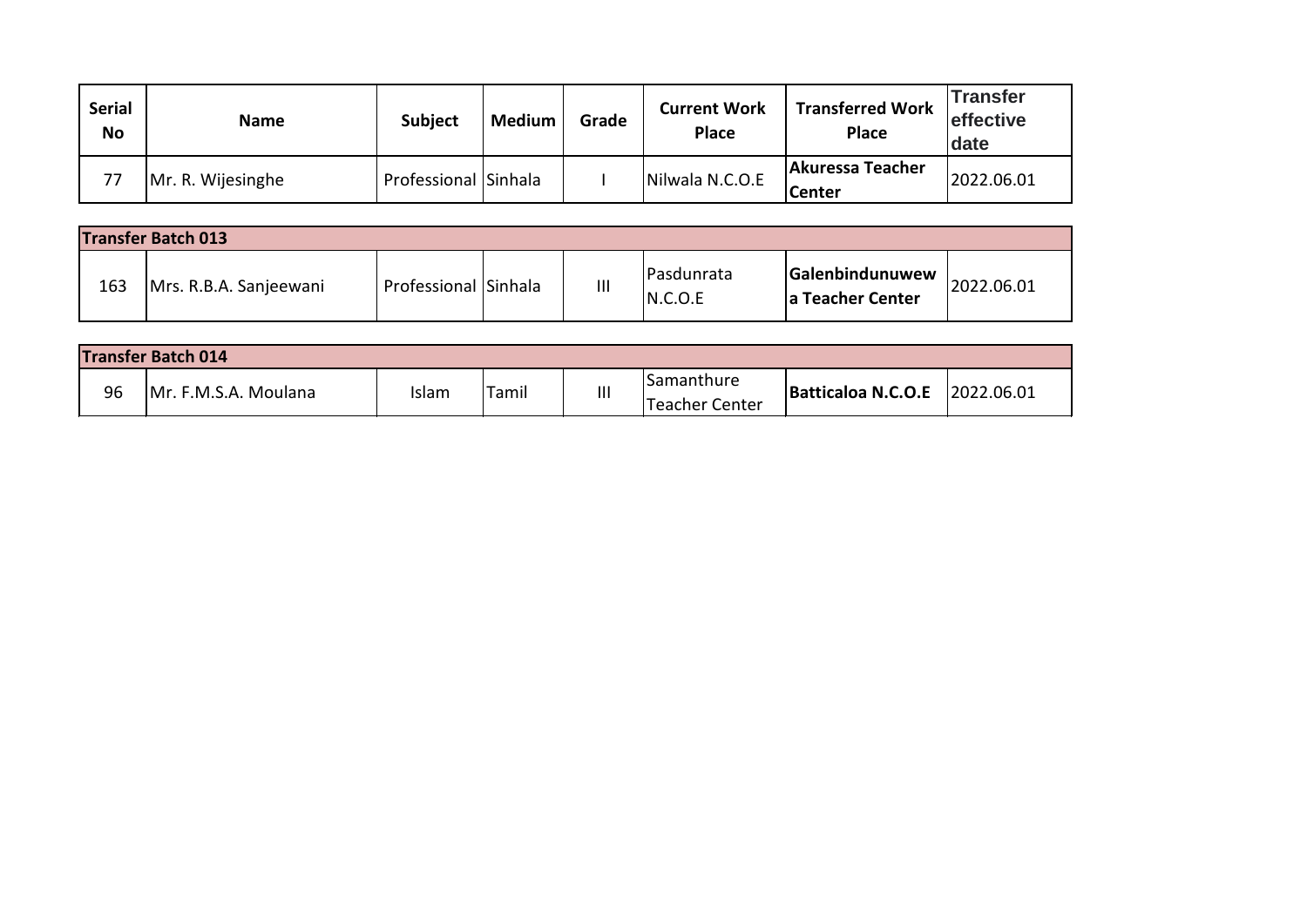| Serial No | Name | Subject | Medium | Grade | Current Work Place | Transferred Work Place | Transfer effective date |
|---|---|---|---|---|---|---|---|
| 77 | Mr. R. Wijesinghe | Professional | Sinhala | I | Nilwala N.C.O.E | **Akuressa Teacher Center** | 2022.06.01 |

| **Transfer Batch 013** | | | | | | | |
|---|---|---|---|---|---|---|---|
| 163 | Mrs. R.B.A. Sanjeewani | Professional | Sinhala | III | Pasdunrata N.C.O.E | **Galenbindunuwewa Teacher Center** | 2022.06.01 |

| **Transfer Batch 014** | | | | | | | |
|---|---|---|---|---|---|---|---|
| 96 | Mr. F.M.S.A. Moulana | Islam | Tamil | III | Samanthure Teacher Center | **Batticaloa N.C.O.E** | 2022.06.01 |